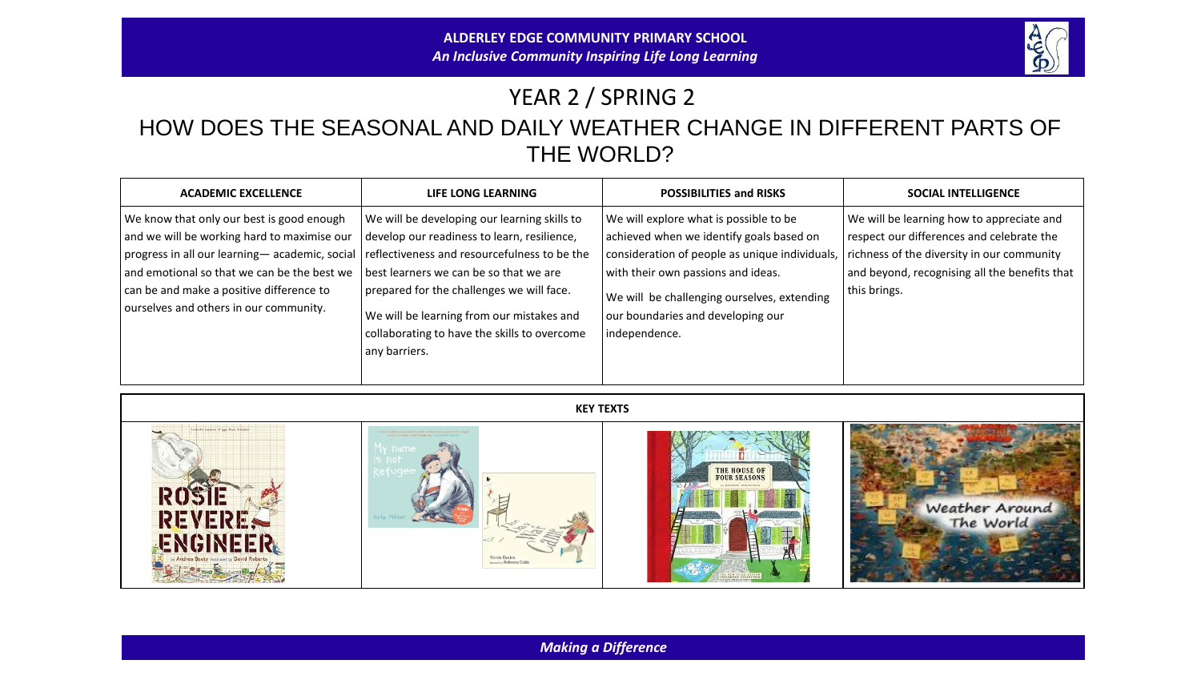**ALDERLEY EDGE COMMUNITY PRIMARY SCHOOL**

***An Inclusive Community Inspiring Life Long Learning***

# YEAR 2 / SPRING 2

## HOW DOES THE SEASONAL AND DAILY WEATHER CHANGE IN DIFFERENT PARTS OF THE WORLD?

| ACADEMIC EXCELLENCE | LIFE LONG LEARNING | POSSIBILITIES and RISKS | SOCIAL INTELLIGENCE |
|---|---|---|---|
| We know that only our best is good enough and we will be working hard to maximise our progress in all our learning— academic, social and emotional so that we can be the best we can be and make a positive difference to ourselves and others in our community. | We will be developing our learning skills to develop our readiness to learn, resilience, reflectiveness and resourcefulness to be the best learners we can be so that we are prepared for the challenges we will face.<br><br>We will be learning from our mistakes and collaborating to have the skills to overcome any barriers. | We will explore what is possible to be achieved when we identify goals based on consideration of people as unique individuals, with their own passions and ideas.<br><br>We will be challenging ourselves, extending our boundaries and developing our independence. | We will be learning how to appreciate and respect our differences and celebrate the richness of the diversity in our community and beyond, recognising all the benefits that this brings. |

| KEY TEXTS | | | |
|---|---|---|---|
| Rosie Revere, Engineer (by Andrea Beaty, illustrated by David Roberts) | My name is not Refugee (Kate Milner); The War Came (Nicola Davies, illustrated by Rebecca Cobb) | The House of Four Seasons | Weather Around The World |

***Making a Difference***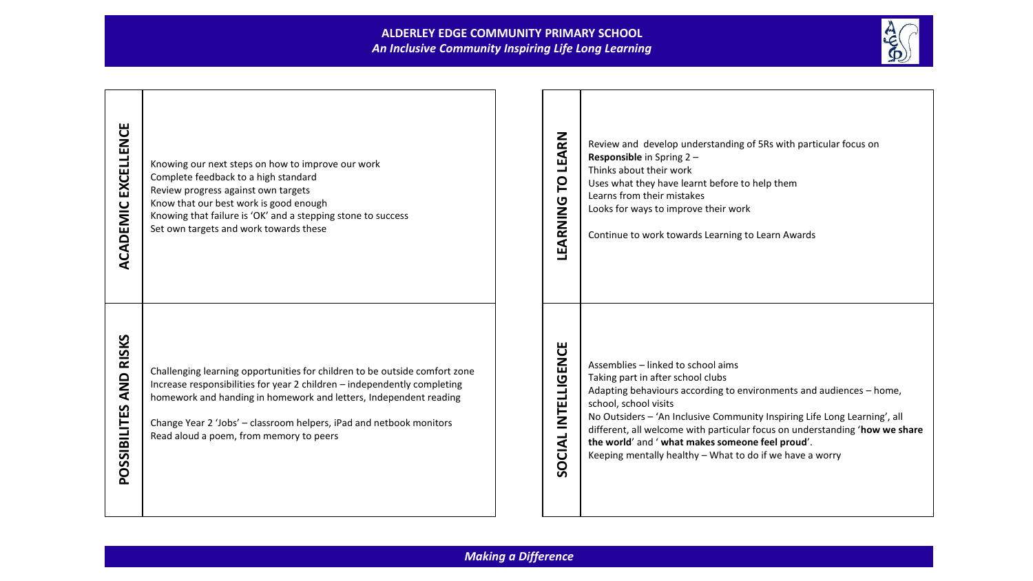# ALDERLEY EDGE COMMUNITY PRIMARY SCHOOL

*An Inclusive Community Inspiring Life Long Learning*

## ACADEMIC EXCELLENCE

Knowing our next steps on how to improve our work
Complete feedback to a high standard
Review progress against own targets
Know that our best work is good enough
Knowing that failure is 'OK' and a stepping stone to success
Set own targets and work towards these

## POSSIBILITES AND RISKS

Challenging learning opportunities for children to be outside comfort zone
Increase responsibilities for year 2 children – independently completing homework and handing in homework and letters, Independent reading

Change Year 2 'Jobs' – classroom helpers, iPad and netbook monitors
Read aloud a poem, from memory to peers

## LEARNING TO LEARN

Review and develop understanding of 5Rs with particular focus on **Responsible** in Spring 2 –
Thinks about their work
Uses what they have learnt before to help them
Learns from their mistakes
Looks for ways to improve their work

Continue to work towards Learning to Learn Awards

## SOCIAL INTELLIGENCE

Assemblies – linked to school aims
Taking part in after school clubs
Adapting behaviours according to environments and audiences – home, school, school visits
No Outsiders – 'An Inclusive Community Inspiring Life Long Learning', all different, all welcome with particular focus on understanding '**how we share the world**' and ' **what makes someone feel proud**'.
Keeping mentally healthy – What to do if we have a worry

*Making a Difference*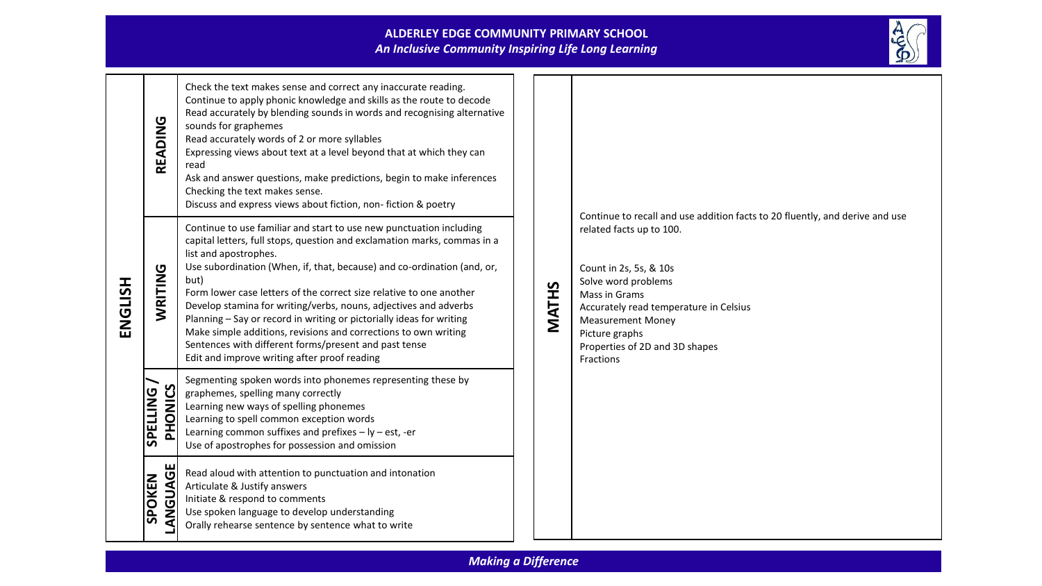**ALDERLEY EDGE COMMUNITY PRIMARY SCHOOL**
***An Inclusive Community Inspiring Life Long Learning***

## ENGLISH

| | |
|---|---|
| **READING** | Check the text makes sense and correct any inaccurate reading.<br>Continue to apply phonic knowledge and skills as the route to decode<br>Read accurately by blending sounds in words and recognising alternative sounds for graphemes<br>Read accurately words of 2 or more syllables<br>Expressing views about text at a level beyond that at which they can read<br>Ask and answer questions, make predictions, begin to make inferences<br>Checking the text makes sense.<br>Discuss and express views about fiction, non- fiction & poetry |
| **WRITING** | Continue to use familiar and start to use new punctuation including capital letters, full stops, question and exclamation marks, commas in a list and apostrophes.<br>Use subordination (When, if, that, because) and co-ordination (and, or, but)<br>Form lower case letters of the correct size relative to one another<br>Develop stamina for writing/verbs, nouns, adjectives and adverbs<br>Planning – Say or record in writing or pictorially ideas for writing<br>Make simple additions, revisions and corrections to own writing<br>Sentences with different forms/present and past tense<br>Edit and improve writing after proof reading |
| **SPELLING / PHONICS** | Segmenting spoken words into phonemes representing these by graphemes, spelling many correctly<br>Learning new ways of spelling phonemes<br>Learning to spell common exception words<br>Learning common suffixes and prefixes – ly – est, -er<br>Use of apostrophes for possession and omission |
| **SPOKEN LANGUAGE** | Read aloud with attention to punctuation and intonation<br>Articulate & Justify answers<br>Initiate & respond to comments<br>Use spoken language to develop understanding<br>Orally rehearse sentence by sentence what to write |

## MATHS

Continue to recall and use addition facts to 20 fluently, and derive and use related facts up to 100.

Count in 2s, 5s, & 10s
Solve word problems
Mass in Grams
Accurately read temperature in Celsius
Measurement Money
Picture graphs
Properties of 2D and 3D shapes
Fractions

***Making a Difference***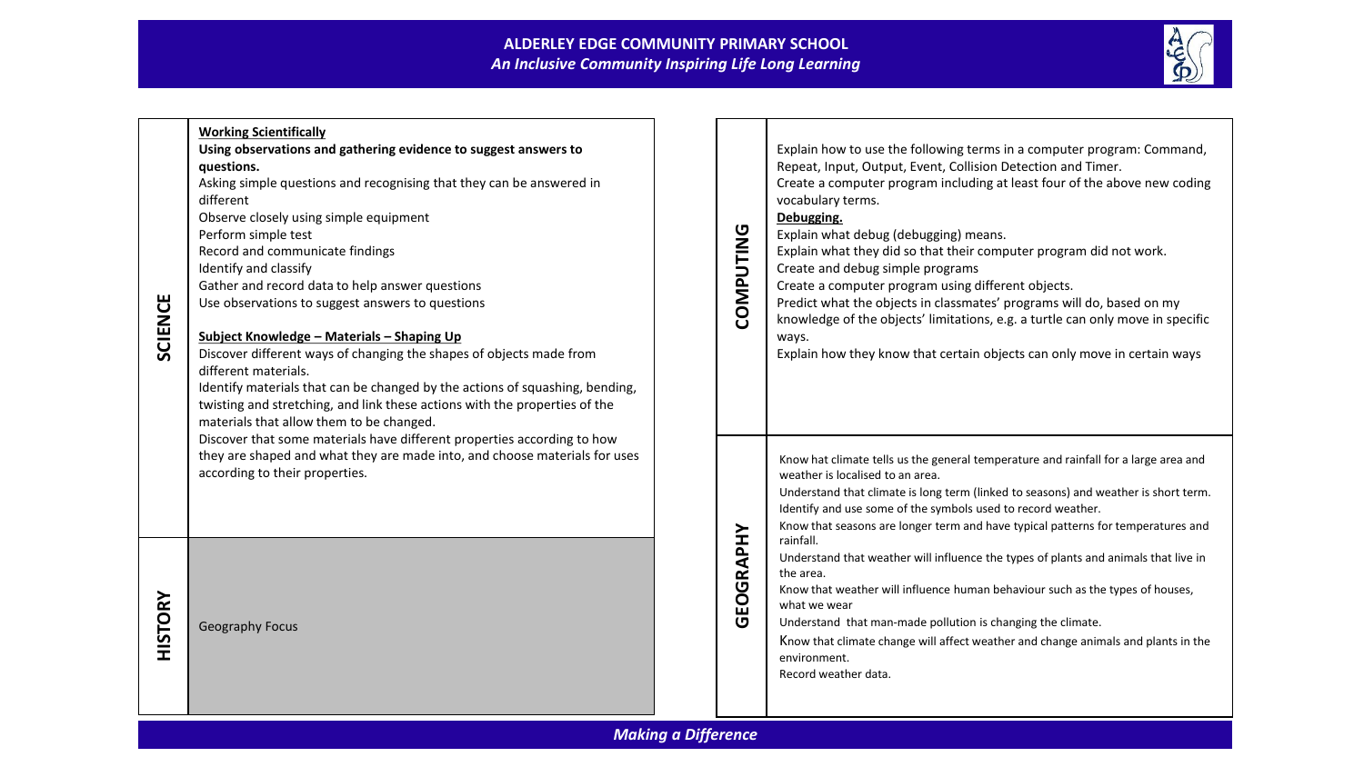**ALDERLEY EDGE COMMUNITY PRIMARY SCHOOL**
***An Inclusive Community Inspiring Life Long Learning***

## SCIENCE

**Working Scientifically**

**Using observations and gathering evidence to suggest answers to questions.**

Asking simple questions and recognising that they can be answered in different

Observe closely using simple equipment

Perform simple test

Record and communicate findings

Identify and classify

Gather and record data to help answer questions

Use observations to suggest answers to questions

**Subject Knowledge – Materials – Shaping Up**

Discover different ways of changing the shapes of objects made from different materials.

Identify materials that can be changed by the actions of squashing, bending, twisting and stretching, and link these actions with the properties of the materials that allow them to be changed.

Discover that some materials have different properties according to how they are shaped and what they are made into, and choose materials for uses according to their properties.

## HISTORY

Geography Focus

## COMPUTING

Explain how to use the following terms in a computer program: Command, Repeat, Input, Output, Event, Collision Detection and Timer.

Create a computer program including at least four of the above new coding vocabulary terms.

**Debugging.**

Explain what debug (debugging) means.

Explain what they did so that their computer program did not work.

Create and debug simple programs

Create a computer program using different objects.

Predict what the objects in classmates' programs will do, based on my knowledge of the objects' limitations, e.g. a turtle can only move in specific ways.

Explain how they know that certain objects can only move in certain ways

## GEOGRAPHY

Know hat climate tells us the general temperature and rainfall for a large area and weather is localised to an area.

Understand that climate is long term (linked to seasons) and weather is short term.

Identify and use some of the symbols used to record weather.

Know that seasons are longer term and have typical patterns for temperatures and rainfall.

Understand that weather will influence the types of plants and animals that live in the area.

Know that weather will influence human behaviour such as the types of houses, what we wear

Understand that man-made pollution is changing the climate.

Know that climate change will affect weather and change animals and plants in the environment.

Record weather data.

*Making a Difference*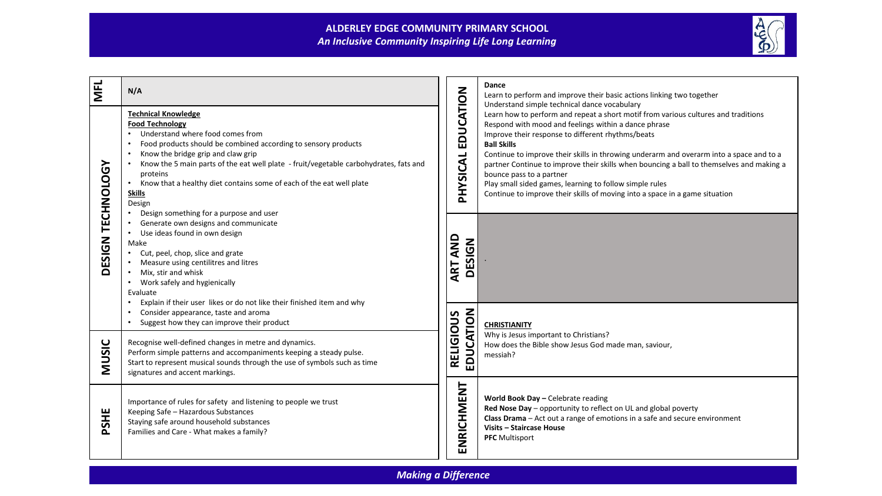**ALDERLEY EDGE COMMUNITY PRIMARY SCHOOL**
***An Inclusive Community Inspiring Life Long Learning***

## MFL

N/A

## DESIGN TECHNOLOGY

**Technical Knowledge**
**Food Technology**

- Understand where food comes from
- Food products should be combined according to sensory products
- Know the bridge grip and claw grip
- Know the 5 main parts of the eat well plate - fruit/vegetable carbohydrates, fats and proteins
- Know that a healthy diet contains some of each of the eat well plate

**Skills**

Design

- Design something for a purpose and user
- Generate own designs and communicate
- Use ideas found in own design

Make

- Cut, peel, chop, slice and grate
- Measure using centilitres and litres
- Mix, stir and whisk
- Work safely and hygienically

Evaluate

- Explain if their user likes or do not like their finished item and why
- Consider appearance, taste and aroma
- Suggest how they can improve their product

## MUSIC

Recognise well-defined changes in metre and dynamics.
Perform simple patterns and accompaniments keeping a steady pulse.
Start to represent musical sounds through the use of symbols such as time signatures and accent markings.

## PSHE

Importance of rules for safety and listening to people we trust
Keeping Safe – Hazardous Substances
Staying safe around household substances
Families and Care - What makes a family?

## PHYSICAL EDUCATION

**Dance**
Learn to perform and improve their basic actions linking two together
Understand simple technical dance vocabulary
Learn how to perform and repeat a short motif from various cultures and traditions
Respond with mood and feelings within a dance phrase
Improve their response to different rhythms/beats
**Ball Skills**
Continue to improve their skills in throwing underarm and overarm into a space and to a partner Continue to improve their skills when bouncing a ball to themselves and making a bounce pass to a partner
Play small sided games, learning to follow simple rules
Continue to improve their skills of moving into a space in a game situation

## ART AND DESIGN

.

## RELIGIOUS EDUCATION

**CHRISTIANITY**
Why is Jesus important to Christians?
How does the Bible show Jesus God made man, saviour, messiah?

## ENRICHMENT

**World Book Day –** Celebrate reading
**Red Nose Day** – opportunity to reflect on UL and global poverty
**Class Drama** – Act out a range of emotions in a safe and secure environment
**Visits – Staircase House**
**PFC** Multisport

***Making a Difference***